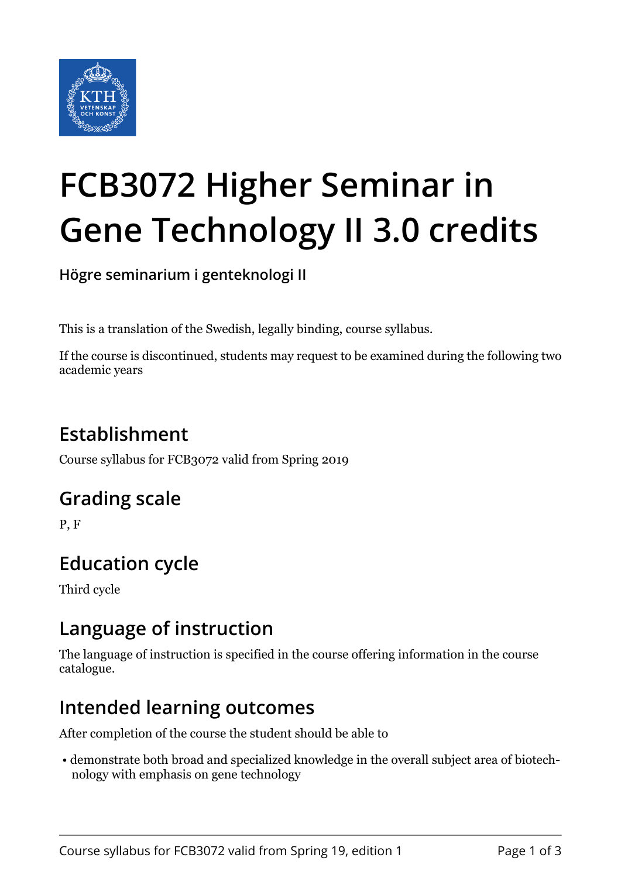# FCB3072 Higher Seminar in Gene Technology II 3.0 credits

**Högre seminarium i genteknologi II**

This is a translation of the Swedish, legally binding, course syllabus.

If the course is discontinued, students may request to be examined during the following two academic years

## Establishment

Course syllabus for FCB3072 valid from Spring 2019

## Grading scale

P, F

## Education cycle

Third cycle

## Language of instruction

The language of instruction is specified in the course offering information in the course catalogue.

## Intended learning outcomes

After completion of the course the student should be able to

- demonstrate both broad and specialized knowledge in the overall subject area of biotechnology with emphasis on gene technology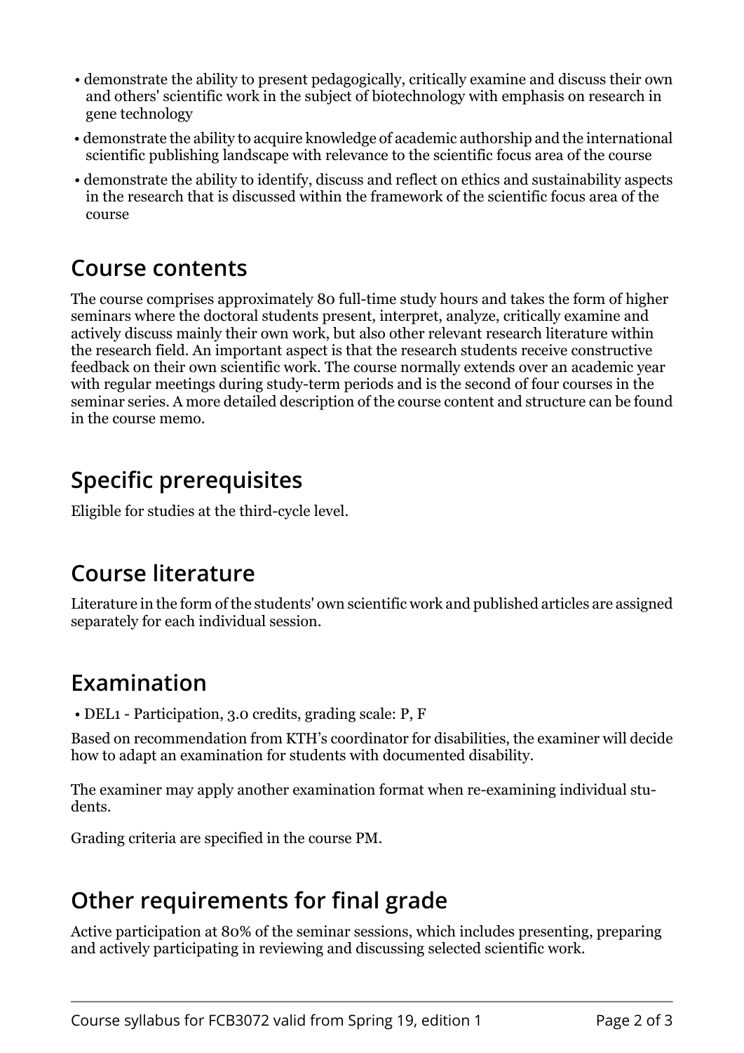- demonstrate the ability to present pedagogically, critically examine and discuss their own and others' scientific work in the subject of biotechnology with emphasis on research in gene technology
- demonstrate the ability to acquire knowledge of academic authorship and the international scientific publishing landscape with relevance to the scientific focus area of the course
- demonstrate the ability to identify, discuss and reflect on ethics and sustainability aspects in the research that is discussed within the framework of the scientific focus area of the course

## Course contents

The course comprises approximately 80 full-time study hours and takes the form of higher seminars where the doctoral students present, interpret, analyze, critically examine and actively discuss mainly their own work, but also other relevant research literature within the research field. An important aspect is that the research students receive constructive feedback on their own scientific work. The course normally extends over an academic year with regular meetings during study-term periods and is the second of four courses in the seminar series. A more detailed description of the course content and structure can be found in the course memo.

## Specific prerequisites

Eligible for studies at the third-cycle level.

## Course literature

Literature in the form of the students' own scientific work and published articles are assigned separately for each individual session.

## Examination

- DEL1 - Participation, 3.0 credits, grading scale: P, F

Based on recommendation from KTH's coordinator for disabilities, the examiner will decide how to adapt an examination for students with documented disability.

The examiner may apply another examination format when re-examining individual students.

Grading criteria are specified in the course PM.

## Other requirements for final grade

Active participation at 80% of the seminar sessions, which includes presenting, preparing and actively participating in reviewing and discussing selected scientific work.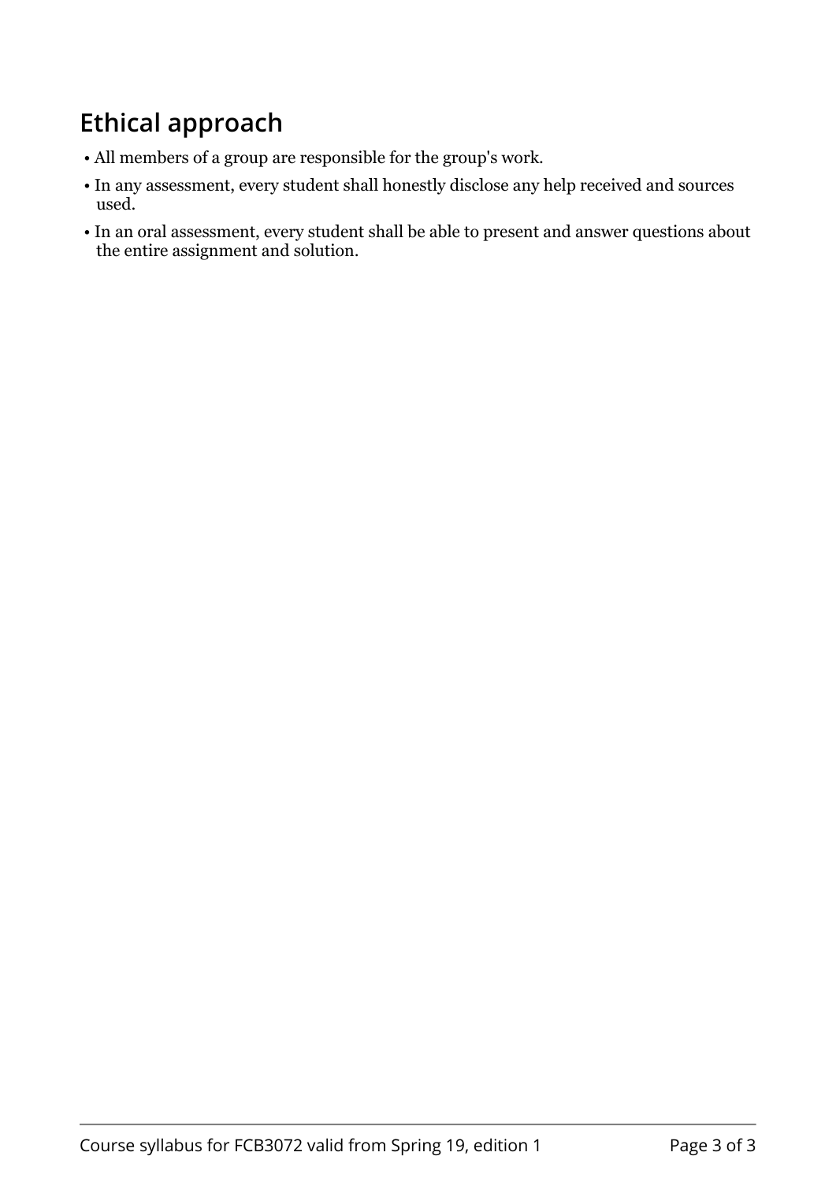## Ethical approach

- All members of a group are responsible for the group's work.
- In any assessment, every student shall honestly disclose any help received and sources used.
- In an oral assessment, every student shall be able to present and answer questions about the entire assignment and solution.